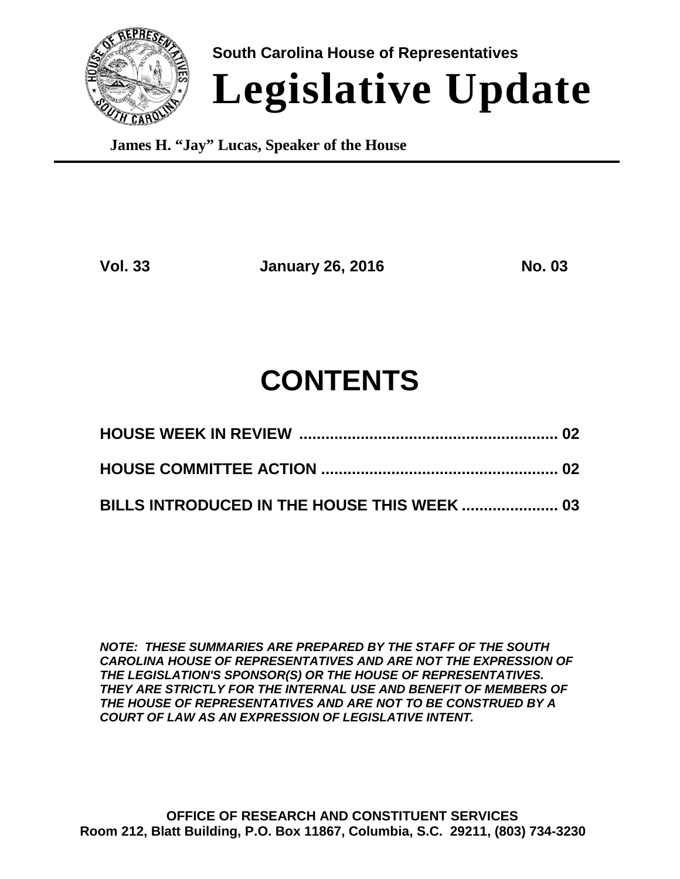**South Carolina House of Representatives**

# Legislative Update

**James H. "Jay" Lucas, Speaker of the House**

---

**Vol. 33** **January 26, 2016** **No. 03**

## CONTENTS

**HOUSE WEEK IN REVIEW .......................................................... 02**

**HOUSE COMMITTEE ACTION ..................................................... 02**

**BILLS INTRODUCED IN THE HOUSE THIS WEEK ...................... 03**

***NOTE: THESE SUMMARIES ARE PREPARED BY THE STAFF OF THE SOUTH CAROLINA HOUSE OF REPRESENTATIVES AND ARE NOT THE EXPRESSION OF THE LEGISLATION'S SPONSOR(S) OR THE HOUSE OF REPRESENTATIVES. THEY ARE STRICTLY FOR THE INTERNAL USE AND BENEFIT OF MEMBERS OF THE HOUSE OF REPRESENTATIVES AND ARE NOT TO BE CONSTRUED BY A COURT OF LAW AS AN EXPRESSION OF LEGISLATIVE INTENT.***

**OFFICE OF RESEARCH AND CONSTITUENT SERVICES**
**Room 212, Blatt Building, P.O. Box 11867, Columbia, S.C. 29211, (803) 734-3230**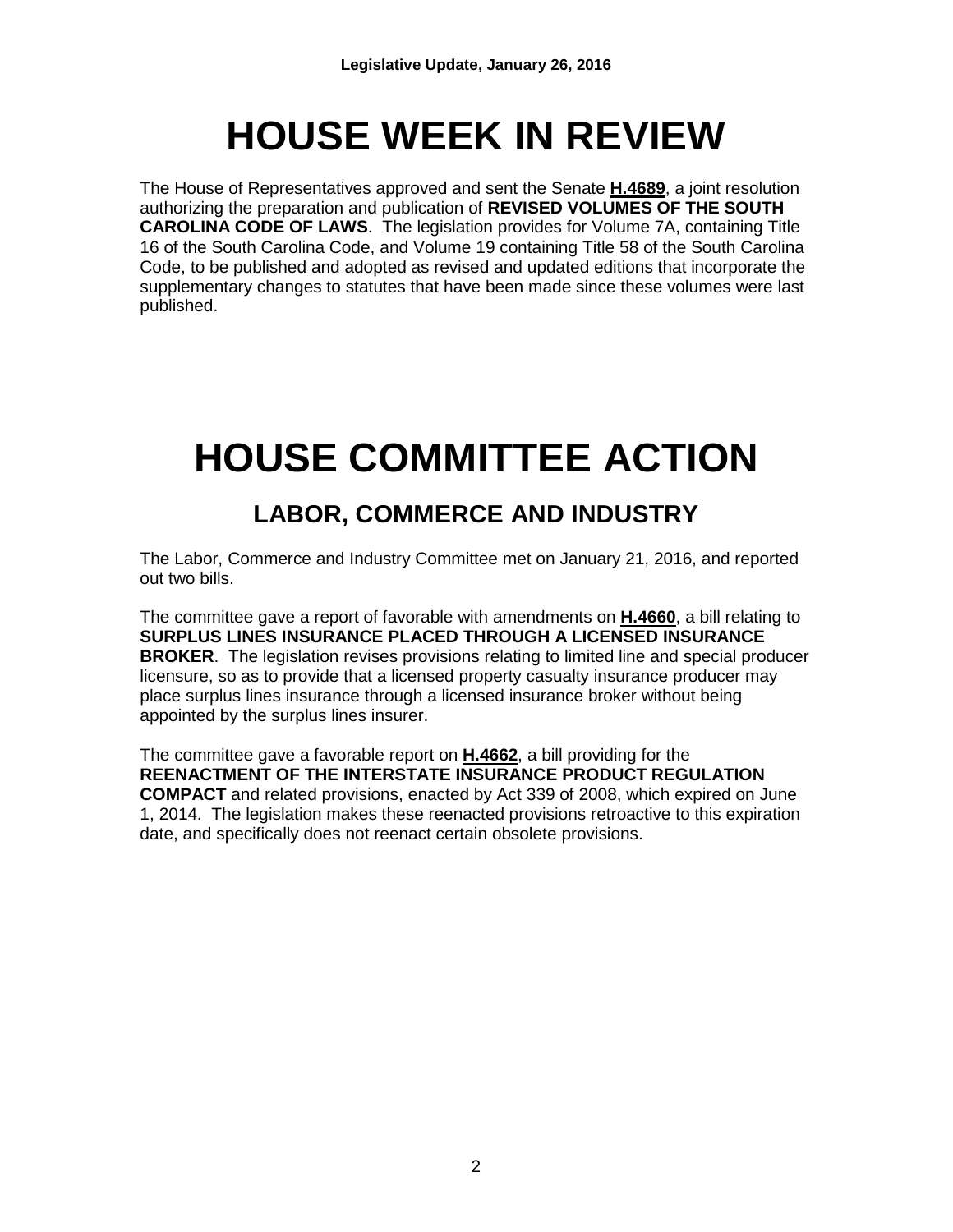# HOUSE WEEK IN REVIEW

The House of Representatives approved and sent the Senate **H.4689**, a joint resolution authorizing the preparation and publication of **REVISED VOLUMES OF THE SOUTH CAROLINA CODE OF LAWS**. The legislation provides for Volume 7A, containing Title 16 of the South Carolina Code, and Volume 19 containing Title 58 of the South Carolina Code, to be published and adopted as revised and updated editions that incorporate the supplementary changes to statutes that have been made since these volumes were last published.

# HOUSE COMMITTEE ACTION

## LABOR, COMMERCE AND INDUSTRY

The Labor, Commerce and Industry Committee met on January 21, 2016, and reported out two bills.

The committee gave a report of favorable with amendments on **H.4660**, a bill relating to **SURPLUS LINES INSURANCE PLACED THROUGH A LICENSED INSURANCE BROKER**. The legislation revises provisions relating to limited line and special producer licensure, so as to provide that a licensed property casualty insurance producer may place surplus lines insurance through a licensed insurance broker without being appointed by the surplus lines insurer.

The committee gave a favorable report on **H.4662**, a bill providing for the **REENACTMENT OF THE INTERSTATE INSURANCE PRODUCT REGULATION COMPACT** and related provisions, enacted by Act 339 of 2008, which expired on June 1, 2014. The legislation makes these reenacted provisions retroactive to this expiration date, and specifically does not reenact certain obsolete provisions.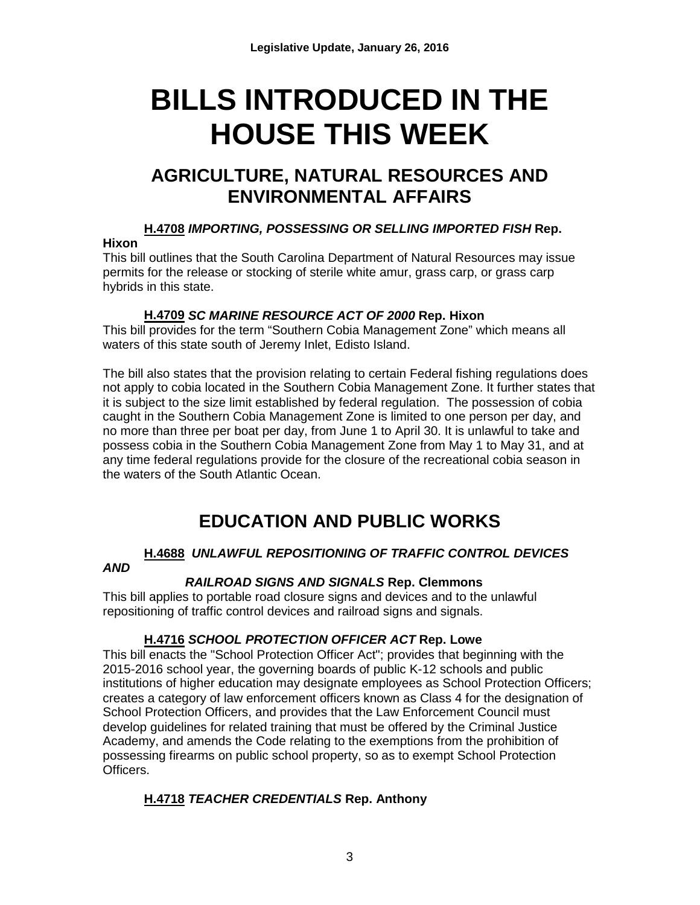# BILLS INTRODUCED IN THE HOUSE THIS WEEK

## AGRICULTURE, NATURAL RESOURCES AND ENVIRONMENTAL AFFAIRS

**H.4708** ***IMPORTING, POSSESSING OR SELLING IMPORTED FISH*** **Rep. Hixon**

This bill outlines that the South Carolina Department of Natural Resources may issue permits for the release or stocking of sterile white amur, grass carp, or grass carp hybrids in this state.

**H.4709** ***SC MARINE RESOURCE ACT OF 2000*** **Rep. Hixon**

This bill provides for the term "Southern Cobia Management Zone" which means all waters of this state south of Jeremy Inlet, Edisto Island.

The bill also states that the provision relating to certain Federal fishing regulations does not apply to cobia located in the Southern Cobia Management Zone. It further states that it is subject to the size limit established by federal regulation. The possession of cobia caught in the Southern Cobia Management Zone is limited to one person per day, and no more than three per boat per day, from June 1 to April 30. It is unlawful to take and possess cobia in the Southern Cobia Management Zone from May 1 to May 31, and at any time federal regulations provide for the closure of the recreational cobia season in the waters of the South Atlantic Ocean.

## EDUCATION AND PUBLIC WORKS

**H.4688** ***UNLAWFUL REPOSITIONING OF TRAFFIC CONTROL DEVICES AND RAILROAD SIGNS AND SIGNALS*** **Rep. Clemmons**

This bill applies to portable road closure signs and devices and to the unlawful repositioning of traffic control devices and railroad signs and signals.

**H.4716** ***SCHOOL PROTECTION OFFICER ACT*** **Rep. Lowe**

This bill enacts the "School Protection Officer Act"; provides that beginning with the 2015-2016 school year, the governing boards of public K-12 schools and public institutions of higher education may designate employees as School Protection Officers; creates a category of law enforcement officers known as Class 4 for the designation of School Protection Officers, and provides that the Law Enforcement Council must develop guidelines for related training that must be offered by the Criminal Justice Academy, and amends the Code relating to the exemptions from the prohibition of possessing firearms on public school property, so as to exempt School Protection Officers.

**H.4718** ***TEACHER CREDENTIALS*** **Rep. Anthony**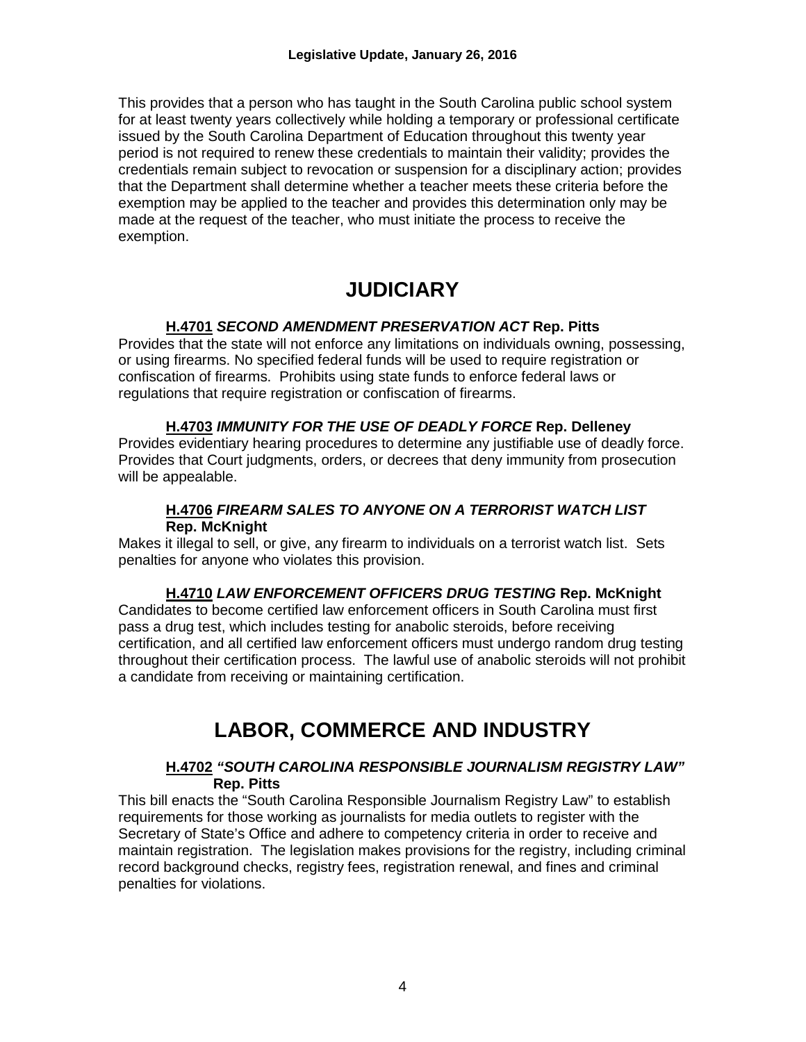This provides that a person who has taught in the South Carolina public school system for at least twenty years collectively while holding a temporary or professional certificate issued by the South Carolina Department of Education throughout this twenty year period is not required to renew these credentials to maintain their validity; provides the credentials remain subject to revocation or suspension for a disciplinary action; provides that the Department shall determine whether a teacher meets these criteria before the exemption may be applied to the teacher and provides this determination only may be made at the request of the teacher, who must initiate the process to receive the exemption.

# JUDICIARY

### H.4701 *SECOND AMENDMENT PRESERVATION ACT* Rep. Pitts

Provides that the state will not enforce any limitations on individuals owning, possessing, or using firearms. No specified federal funds will be used to require registration or confiscation of firearms. Prohibits using state funds to enforce federal laws or regulations that require registration or confiscation of firearms.

### H.4703 *IMMUNITY FOR THE USE OF DEADLY FORCE* Rep. Delleney

Provides evidentiary hearing procedures to determine any justifiable use of deadly force. Provides that Court judgments, orders, or decrees that deny immunity from prosecution will be appealable.

### H.4706 *FIREARM SALES TO ANYONE ON A TERRORIST WATCH LIST* Rep. McKnight

Makes it illegal to sell, or give, any firearm to individuals on a terrorist watch list. Sets penalties for anyone who violates this provision.

### H.4710 *LAW ENFORCEMENT OFFICERS DRUG TESTING* Rep. McKnight

Candidates to become certified law enforcement officers in South Carolina must first pass a drug test, which includes testing for anabolic steroids, before receiving certification, and all certified law enforcement officers must undergo random drug testing throughout their certification process. The lawful use of anabolic steroids will not prohibit a candidate from receiving or maintaining certification.

# LABOR, COMMERCE AND INDUSTRY

### H.4702 *"SOUTH CAROLINA RESPONSIBLE JOURNALISM REGISTRY LAW"* Rep. Pitts

This bill enacts the "South Carolina Responsible Journalism Registry Law" to establish requirements for those working as journalists for media outlets to register with the Secretary of State's Office and adhere to competency criteria in order to receive and maintain registration. The legislation makes provisions for the registry, including criminal record background checks, registry fees, registration renewal, and fines and criminal penalties for violations.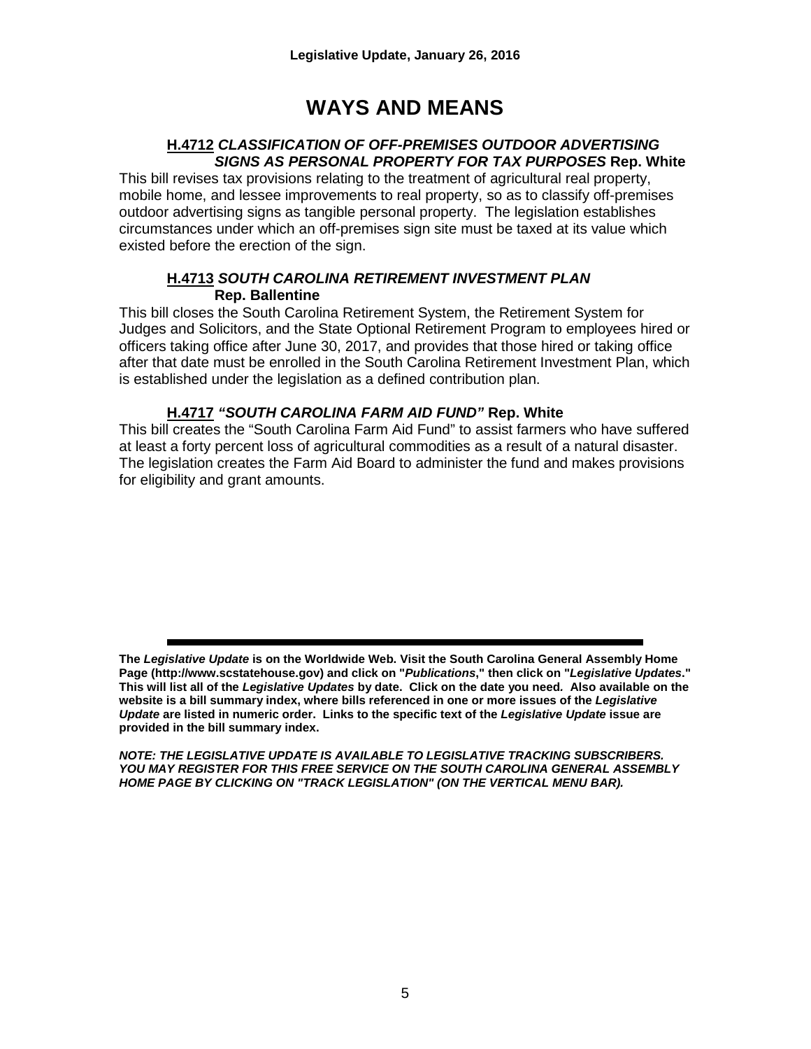# WAYS AND MEANS

**<u>H.4712</u> *CLASSIFICATION OF OFF-PREMISES OUTDOOR ADVERTISING SIGNS AS PERSONAL PROPERTY FOR TAX PURPOSES* Rep. White**

This bill revises tax provisions relating to the treatment of agricultural real property, mobile home, and lessee improvements to real property, so as to classify off-premises outdoor advertising signs as tangible personal property. The legislation establishes circumstances under which an off-premises sign site must be taxed at its value which existed before the erection of the sign.

**<u>H.4713</u> *SOUTH CAROLINA RETIREMENT INVESTMENT PLAN* Rep. Ballentine**

This bill closes the South Carolina Retirement System, the Retirement System for Judges and Solicitors, and the State Optional Retirement Program to employees hired or officers taking office after June 30, 2017, and provides that those hired or taking office after that date must be enrolled in the South Carolina Retirement Investment Plan, which is established under the legislation as a defined contribution plan.

**<u>H.4717</u> *"SOUTH CAROLINA FARM AID FUND"* Rep. White**

This bill creates the "South Carolina Farm Aid Fund" to assist farmers who have suffered at least a forty percent loss of agricultural commodities as a result of a natural disaster. The legislation creates the Farm Aid Board to administer the fund and makes provisions for eligibility and grant amounts.

---

**The *Legislative Update* is on the Worldwide Web. Visit the South Carolina General Assembly Home Page (http://www.scstatehouse.gov) and click on "*Publications*," then click on "*Legislative Updates*." This will list all of the *Legislative Updates* by date. Click on the date you need. Also available on the website is a bill summary index, where bills referenced in one or more issues of the *Legislative Update* are listed in numeric order. Links to the specific text of the *Legislative Update* issue are provided in the bill summary index.**

***NOTE: THE LEGISLATIVE UPDATE IS AVAILABLE TO LEGISLATIVE TRACKING SUBSCRIBERS. YOU MAY REGISTER FOR THIS FREE SERVICE ON THE SOUTH CAROLINA GENERAL ASSEMBLY HOME PAGE BY CLICKING ON "TRACK LEGISLATION" (ON THE VERTICAL MENU BAR).***